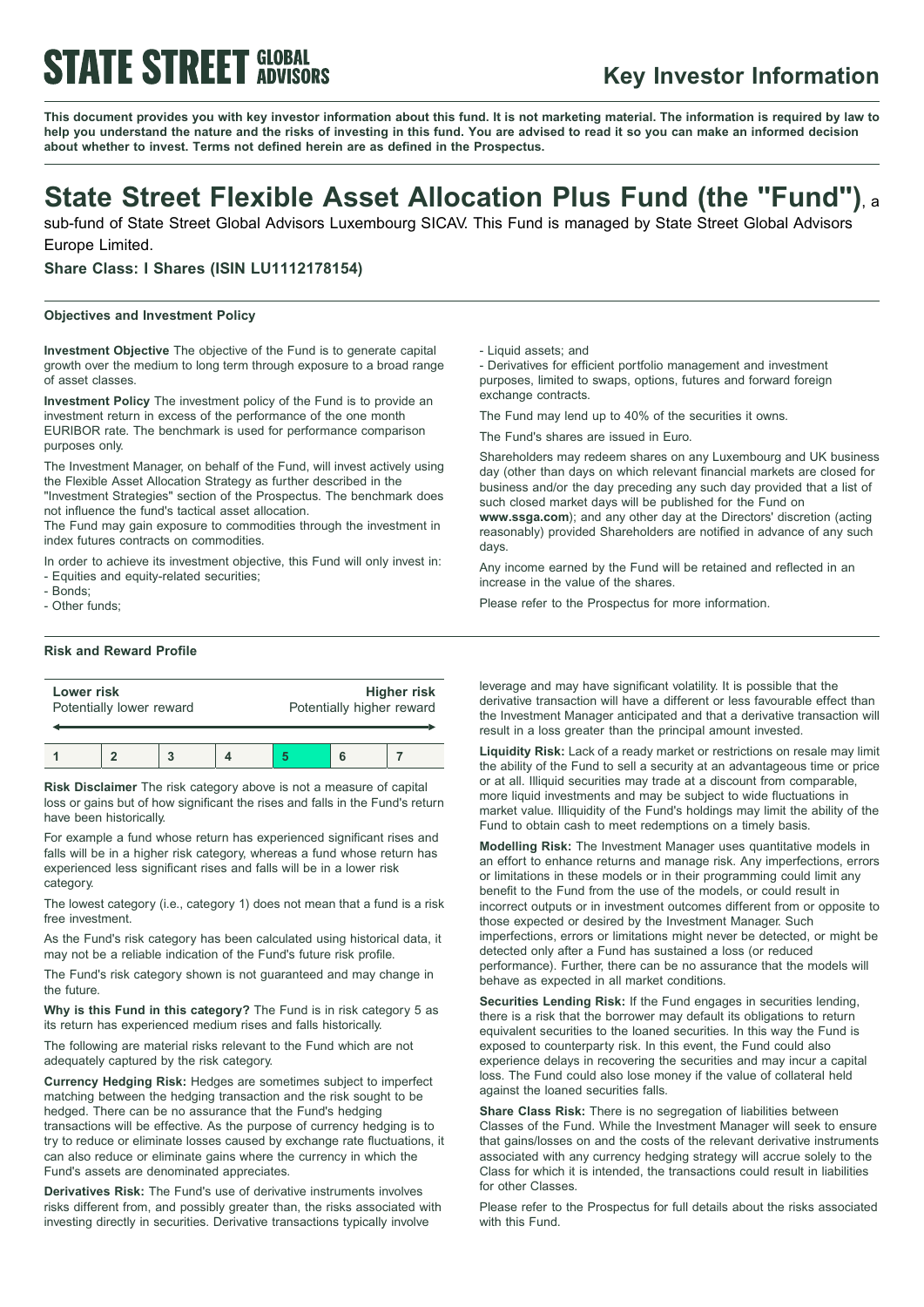**STATE STREET GLOBAL ADVISORS**

# Key Investor Information

**This document provides you with key investor information about this fund. It is not marketing material. The information is required by law to help you understand the nature and the risks of investing in this fund. You are advised to read it so you can make an informed decision about whether to invest. Terms not defined herein are as defined in the Prospectus.**

# State Street Flexible Asset Allocation Plus Fund (the "Fund"), a sub-fund of State Street Global Advisors Luxembourg SICAV. This Fund is managed by State Street Global Advisors Europe Limited.

### Share Class: I Shares (ISIN LU1112178154)

## Objectives and Investment Policy

**Investment Objective** The objective of the Fund is to generate capital growth over the medium to long term through exposure to a broad range of asset classes.

**Investment Policy** The investment policy of the Fund is to provide an investment return in excess of the performance of the one month EURIBOR rate. The benchmark is used for performance comparison purposes only.

The Investment Manager, on behalf of the Fund, will invest actively using the Flexible Asset Allocation Strategy as further described in the "Investment Strategies" section of the Prospectus. The benchmark does not influence the fund's tactical asset allocation.

The Fund may gain exposure to commodities through the investment in index futures contracts on commodities.

In order to achieve its investment objective, this Fund will only invest in:
- Equities and equity-related securities;
- Bonds;
- Other funds;
- Liquid assets; and
- Derivatives for efficient portfolio management and investment purposes, limited to swaps, options, futures and forward foreign exchange contracts.

The Fund may lend up to 40% of the securities it owns.

The Fund's shares are issued in Euro.

Shareholders may redeem shares on any Luxembourg and UK business day (other than days on which relevant financial markets are closed for business and/or the day preceding any such day provided that a list of such closed market days will be published for the Fund on **www.ssga.com**); and any other day at the Directors' discretion (acting reasonably) provided Shareholders are notified in advance of any such days.

Any income earned by the Fund will be retained and reflected in an increase in the value of the shares.

Please refer to the Prospectus for more information.

## Risk and Reward Profile

| **Lower risk** Potentially lower reward | | | | | | **Higher risk** Potentially higher reward |
|---|---|---|---|---|---|---|
| 1 | 2 | 3 | 4 | **5** | 6 | 7 |

**Risk Disclaimer** The risk category above is not a measure of capital loss or gains but of how significant the rises and falls in the Fund's return have been historically.

For example a fund whose return has experienced significant rises and falls will be in a higher risk category, whereas a fund whose return has experienced less significant rises and falls will be in a lower risk category.

The lowest category (i.e., category 1) does not mean that a fund is a risk free investment.

As the Fund's risk category has been calculated using historical data, it may not be a reliable indication of the Fund's future risk profile.

The Fund's risk category shown is not guaranteed and may change in the future.

**Why is this Fund in this category?** The Fund is in risk category 5 as its return has experienced medium rises and falls historically.

The following are material risks relevant to the Fund which are not adequately captured by the risk category.

**Currency Hedging Risk:** Hedges are sometimes subject to imperfect matching between the hedging transaction and the risk sought to be hedged. There can be no assurance that the Fund's hedging transactions will be effective. As the purpose of currency hedging is to try to reduce or eliminate losses caused by exchange rate fluctuations, it can also reduce or eliminate gains where the currency in which the Fund's assets are denominated appreciates.

**Derivatives Risk:** The Fund's use of derivative instruments involves risks different from, and possibly greater than, the risks associated with investing directly in securities. Derivative transactions typically involve leverage and may have significant volatility. It is possible that the derivative transaction will have a different or less favourable effect than the Investment Manager anticipated and that a derivative transaction will result in a loss greater than the principal amount invested.

**Liquidity Risk:** Lack of a ready market or restrictions on resale may limit the ability of the Fund to sell a security at an advantageous time or price or at all. Illiquid securities may trade at a discount from comparable, more liquid investments and may be subject to wide fluctuations in market value. Illiquidity of the Fund's holdings may limit the ability of the Fund to obtain cash to meet redemptions on a timely basis.

**Modelling Risk:** The Investment Manager uses quantitative models in an effort to enhance returns and manage risk. Any imperfections, errors or limitations in these models or in their programming could limit any benefit to the Fund from the use of the models, or could result in incorrect outputs or in investment outcomes different from or opposite to those expected or desired by the Investment Manager. Such imperfections, errors or limitations might never be detected, or might be detected only after a Fund has sustained a loss (or reduced performance). Further, there can be no assurance that the models will behave as expected in all market conditions.

**Securities Lending Risk:** If the Fund engages in securities lending, there is a risk that the borrower may default its obligations to return equivalent securities to the loaned securities. In this way the Fund is exposed to counterparty risk. In this event, the Fund could also experience delays in recovering the securities and may incur a capital loss. The Fund could also lose money if the value of collateral held against the loaned securities falls.

**Share Class Risk:** There is no segregation of liabilities between Classes of the Fund. While the Investment Manager will seek to ensure that gains/losses on and the costs of the relevant derivative instruments associated with any currency hedging strategy will accrue solely to the Class for which it is intended, the transactions could result in liabilities for other Classes.

Please refer to the Prospectus for full details about the risks associated with this Fund.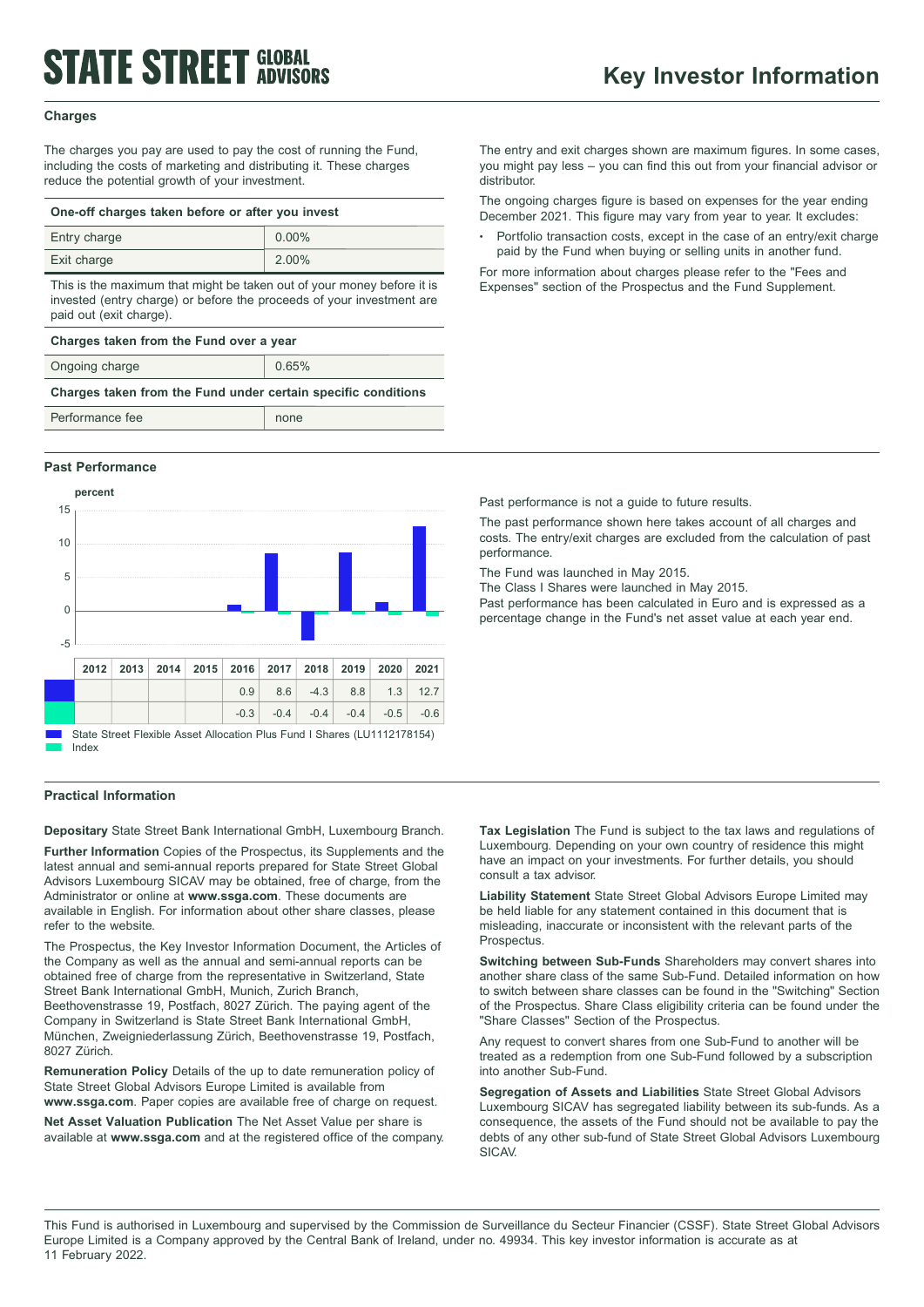## Charges

The charges you pay are used to pay the cost of running the Fund, including the costs of marketing and distributing it. These charges reduce the potential growth of your investment.

| One-off charges taken before or after you invest | |
|---|---|
| Entry charge | 0.00% |
| Exit charge | 2.00% |

This is the maximum that might be taken out of your money before it is invested (entry charge) or before the proceeds of your investment are paid out (exit charge).

| Charges taken from the Fund over a year | |
|---|---|
| Ongoing charge | 0.65% |
| **Charges taken from the Fund under certain specific conditions** | |
| Performance fee | none |

The entry and exit charges shown are maximum figures. In some cases, you might pay less – you can find this out from your financial advisor or distributor.

The ongoing charges figure is based on expenses for the year ending December 2021. This figure may vary from year to year. It excludes:

- Portfolio transaction costs, except in the case of an entry/exit charge paid by the Fund when buying or selling units in another fund.

For more information about charges please refer to the "Fees and Expenses" section of the Prospectus and the Fund Supplement.

## Past Performance

percent

15
10
5
0
-5

2012 2013 2014 2015 2016 2017 2018 2019 2020 2021

0.9 8.6 -4.3 8.8 1.3 12.7

-0.3 -0.4 -0.4 -0.4 -0.5 -0.6

State Street Flexible Asset Allocation Plus Fund I Shares (LU1112178154)

Index

Past performance is not a guide to future results.

The past performance shown here takes account of all charges and costs. The entry/exit charges are excluded from the calculation of past performance.

The Fund was launched in May 2015.
The Class I Shares were launched in May 2015.
Past performance has been calculated in Euro and is expressed as a percentage change in the Fund's net asset value at each year end.

## Practical Information

**Depositary** State Street Bank International GmbH, Luxembourg Branch.

**Further Information** Copies of the Prospectus, its Supplements and the latest annual and semi-annual reports prepared for State Street Global Advisors Luxembourg SICAV may be obtained, free of charge, from the Administrator or online at **www.ssga.com**. These documents are available in English. For information about other share classes, please refer to the website.

The Prospectus, the Key Investor Information Document, the Articles of the Company as well as the annual and semi-annual reports can be obtained free of charge from the representative in Switzerland, State Street Bank International GmbH, Munich, Zurich Branch, Beethovenstrasse 19, Postfach, 8027 Zürich. The paying agent of the Company in Switzerland is State Street Bank International GmbH, München, Zweigniederlassung Zürich, Beethovenstrasse 19, Postfach, 8027 Zürich.

**Remuneration Policy** Details of the up to date remuneration policy of State Street Global Advisors Europe Limited is available from **www.ssga.com**. Paper copies are available free of charge on request.

**Net Asset Valuation Publication** The Net Asset Value per share is available at **www.ssga.com** and at the registered office of the company.

**Tax Legislation** The Fund is subject to the tax laws and regulations of Luxembourg. Depending on your own country of residence this might have an impact on your investments. For further details, you should consult a tax advisor.

**Liability Statement** State Street Global Advisors Europe Limited may be held liable for any statement contained in this document that is misleading, inaccurate or inconsistent with the relevant parts of the Prospectus.

**Switching between Sub-Funds** Shareholders may convert shares into another share class of the same Sub-Fund. Detailed information on how to switch between share classes can be found in the "Switching" Section of the Prospectus. Share Class eligibility criteria can be found under the "Share Classes" Section of the Prospectus.

Any request to convert shares from one Sub-Fund to another will be treated as a redemption from one Sub-Fund followed by a subscription into another Sub-Fund.

**Segregation of Assets and Liabilities** State Street Global Advisors Luxembourg SICAV has segregated liability between its sub-funds. As a consequence, the assets of the Fund should not be available to pay the debts of any other sub-fund of State Street Global Advisors Luxembourg SICAV.

This Fund is authorised in Luxembourg and supervised by the Commission de Surveillance du Secteur Financier (CSSF). State Street Global Advisors Europe Limited is a Company approved by the Central Bank of Ireland, under no. 49934. This key investor information is accurate as at 11 February 2022.